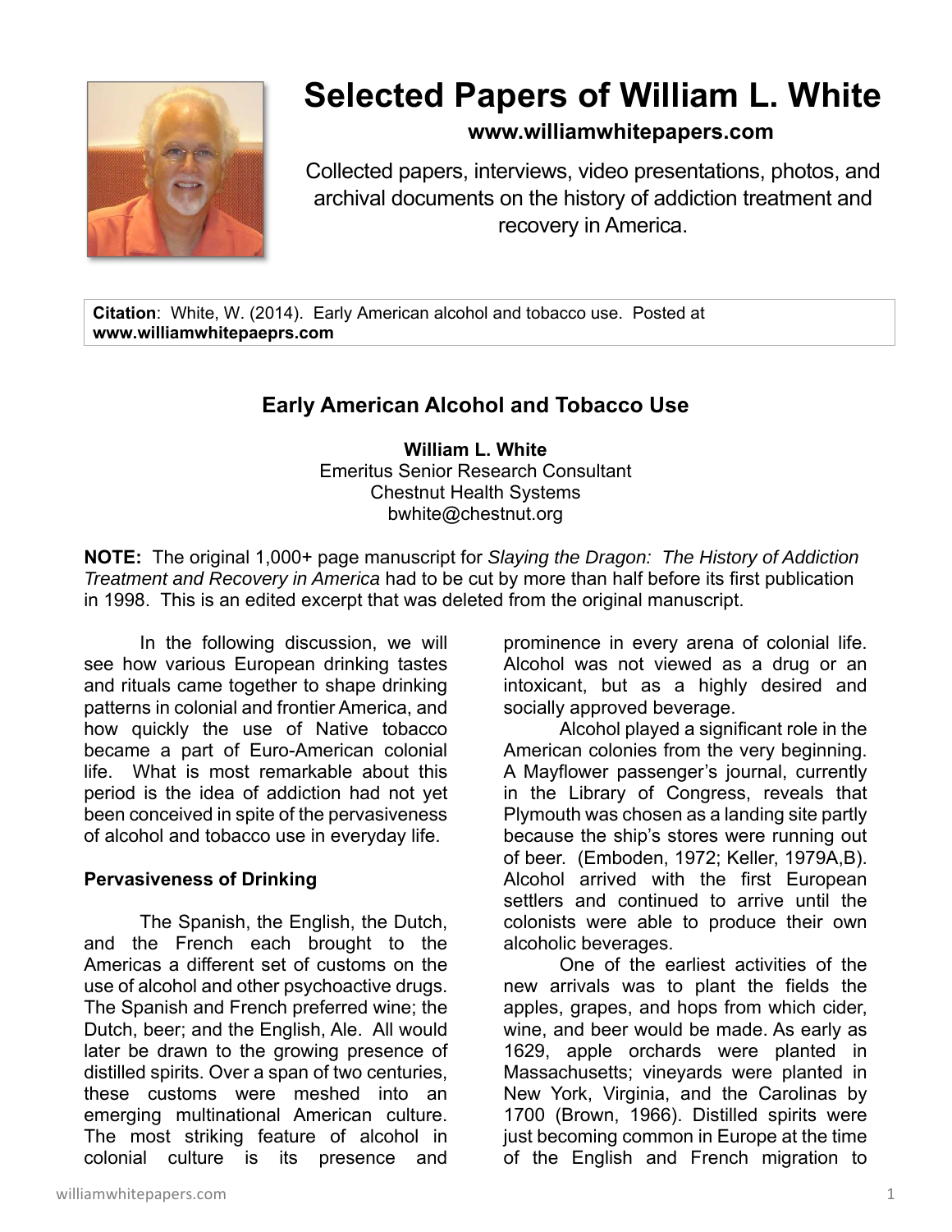# Selected Papers of William L. White

**www.williamwhitepapers.com**

Collected papers, interviews, video presentations, photos, and archival documents on the history of addiction treatment and recovery in America.

**Citation**: White, W. (2014). Early American alcohol and tobacco use. Posted at **www.williamwhitepaeprs.com**

## Early American Alcohol and Tobacco Use

**William L. White**
Emeritus Senior Research Consultant
Chestnut Health Systems
bwhite@chestnut.org

**NOTE:** The original 1,000+ page manuscript for *Slaying the Dragon: The History of Addiction Treatment and Recovery in America* had to be cut by more than half before its first publication in 1998. This is an edited excerpt that was deleted from the original manuscript.

In the following discussion, we will see how various European drinking tastes and rituals came together to shape drinking patterns in colonial and frontier America, and how quickly the use of Native tobacco became a part of Euro-American colonial life. What is most remarkable about this period is the idea of addiction had not yet been conceived in spite of the pervasiveness of alcohol and tobacco use in everyday life.

### Pervasiveness of Drinking

The Spanish, the English, the Dutch, and the French each brought to the Americas a different set of customs on the use of alcohol and other psychoactive drugs. The Spanish and French preferred wine; the Dutch, beer; and the English, Ale. All would later be drawn to the growing presence of distilled spirits. Over a span of two centuries, these customs were meshed into an emerging multinational American culture. The most striking feature of alcohol in colonial culture is its presence and prominence in every arena of colonial life. Alcohol was not viewed as a drug or an intoxicant, but as a highly desired and socially approved beverage.

Alcohol played a significant role in the American colonies from the very beginning. A Mayflower passenger's journal, currently in the Library of Congress, reveals that Plymouth was chosen as a landing site partly because the ship's stores were running out of beer. (Emboden, 1972; Keller, 1979A,B). Alcohol arrived with the first European settlers and continued to arrive until the colonists were able to produce their own alcoholic beverages.

One of the earliest activities of the new arrivals was to plant the fields the apples, grapes, and hops from which cider, wine, and beer would be made. As early as 1629, apple orchards were planted in Massachusetts; vineyards were planted in New York, Virginia, and the Carolinas by 1700 (Brown, 1966). Distilled spirits were just becoming common in Europe at the time of the English and French migration to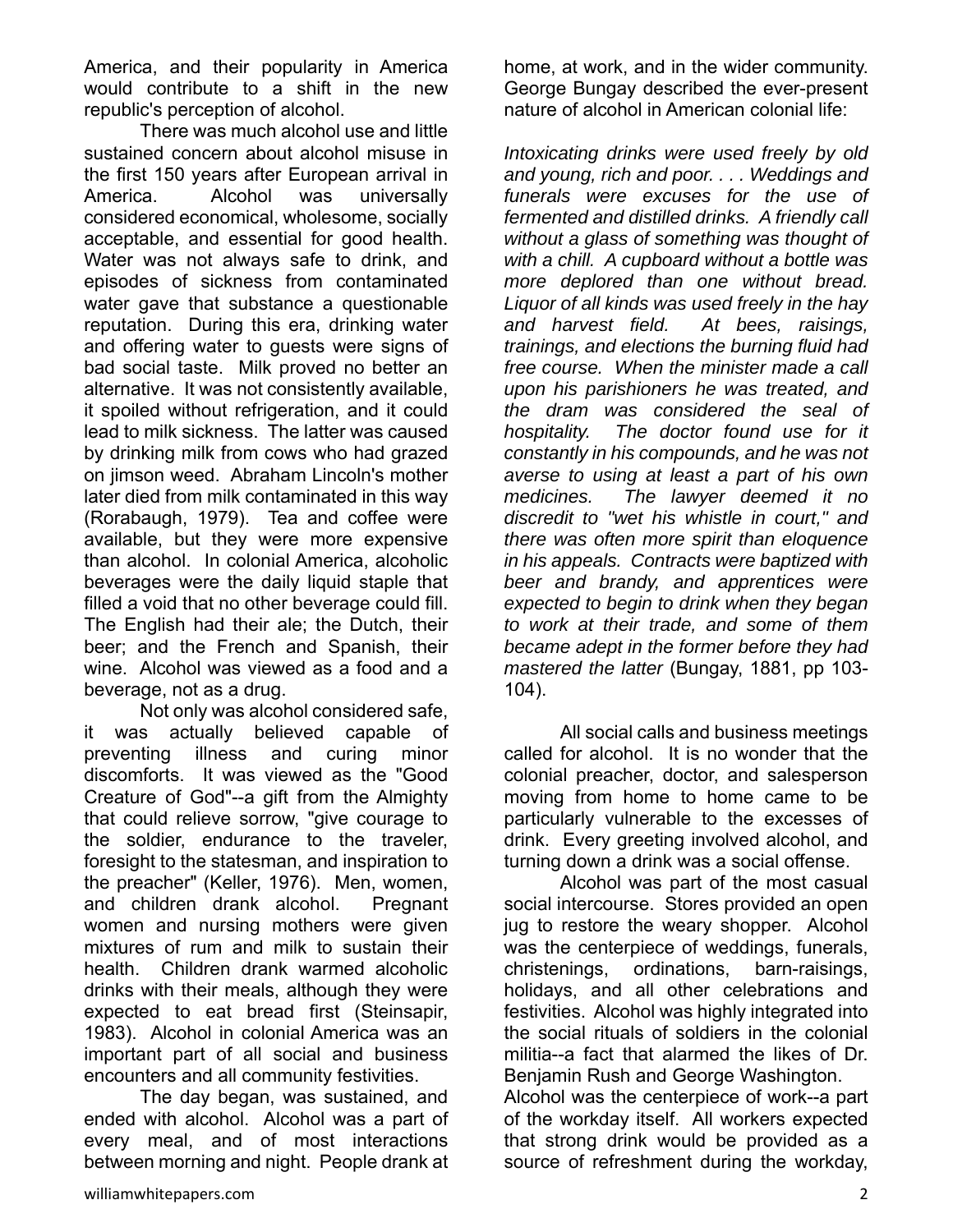America, and their popularity in America would contribute to a shift in the new republic's perception of alcohol.

There was much alcohol use and little sustained concern about alcohol misuse in the first 150 years after European arrival in America. Alcohol was universally considered economical, wholesome, socially acceptable, and essential for good health. Water was not always safe to drink, and episodes of sickness from contaminated water gave that substance a questionable reputation. During this era, drinking water and offering water to guests were signs of bad social taste. Milk proved no better an alternative. It was not consistently available, it spoiled without refrigeration, and it could lead to milk sickness. The latter was caused by drinking milk from cows who had grazed on jimson weed. Abraham Lincoln's mother later died from milk contaminated in this way (Rorabaugh, 1979). Tea and coffee were available, but they were more expensive than alcohol. In colonial America, alcoholic beverages were the daily liquid staple that filled a void that no other beverage could fill. The English had their ale; the Dutch, their beer; and the French and Spanish, their wine. Alcohol was viewed as a food and a beverage, not as a drug.

Not only was alcohol considered safe, it was actually believed capable of preventing illness and curing minor discomforts. It was viewed as the "Good Creature of God"--a gift from the Almighty that could relieve sorrow, "give courage to the soldier, endurance to the traveler, foresight to the statesman, and inspiration to the preacher" (Keller, 1976). Men, women, and children drank alcohol. Pregnant women and nursing mothers were given mixtures of rum and milk to sustain their health. Children drank warmed alcoholic drinks with their meals, although they were expected to eat bread first (Steinsapir, 1983). Alcohol in colonial America was an important part of all social and business encounters and all community festivities.

The day began, was sustained, and ended with alcohol. Alcohol was a part of every meal, and of most interactions between morning and night. People drank at home, at work, and in the wider community. George Bungay described the ever-present nature of alcohol in American colonial life:

*Intoxicating drinks were used freely by old and young, rich and poor. . . . Weddings and funerals were excuses for the use of fermented and distilled drinks. A friendly call without a glass of something was thought of with a chill. A cupboard without a bottle was more deplored than one without bread. Liquor of all kinds was used freely in the hay and harvest field. At bees, raisings, trainings, and elections the burning fluid had free course. When the minister made a call upon his parishioners he was treated, and the dram was considered the seal of hospitality. The doctor found use for it constantly in his compounds, and he was not averse to using at least a part of his own medicines. The lawyer deemed it no discredit to "wet his whistle in court," and there was often more spirit than eloquence in his appeals. Contracts were baptized with beer and brandy, and apprentices were expected to begin to drink when they began to work at their trade, and some of them became adept in the former before they had mastered the latter* (Bungay, 1881, pp 103-104).

All social calls and business meetings called for alcohol. It is no wonder that the colonial preacher, doctor, and salesperson moving from home to home came to be particularly vulnerable to the excesses of drink. Every greeting involved alcohol, and turning down a drink was a social offense.

Alcohol was part of the most casual social intercourse. Stores provided an open jug to restore the weary shopper. Alcohol was the centerpiece of weddings, funerals, christenings, ordinations, barn-raisings, holidays, and all other celebrations and festivities. Alcohol was highly integrated into the social rituals of soldiers in the colonial militia--a fact that alarmed the likes of Dr. Benjamin Rush and George Washington.

Alcohol was the centerpiece of work--a part of the workday itself. All workers expected that strong drink would be provided as a source of refreshment during the workday,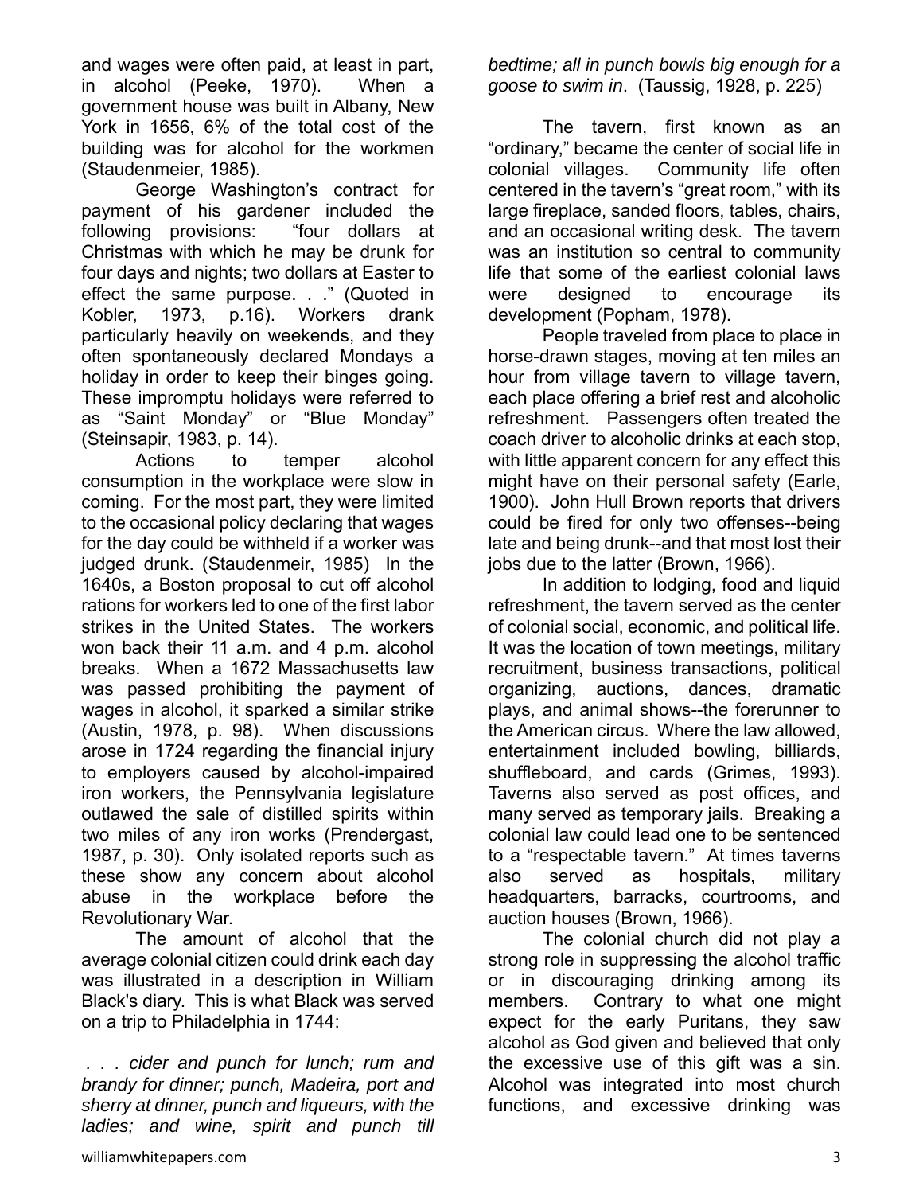and wages were often paid, at least in part, in alcohol (Peeke, 1970). When a government house was built in Albany, New York in 1656, 6% of the total cost of the building was for alcohol for the workmen (Staudenmeier, 1985).

George Washington's contract for payment of his gardener included the following provisions: "four dollars at Christmas with which he may be drunk for four days and nights; two dollars at Easter to effect the same purpose. . ." (Quoted in Kobler, 1973, p.16). Workers drank particularly heavily on weekends, and they often spontaneously declared Mondays a holiday in order to keep their binges going. These impromptu holidays were referred to as "Saint Monday" or "Blue Monday" (Steinsapir, 1983, p. 14).

Actions to temper alcohol consumption in the workplace were slow in coming. For the most part, they were limited to the occasional policy declaring that wages for the day could be withheld if a worker was judged drunk. (Staudenmeir, 1985) In the 1640s, a Boston proposal to cut off alcohol rations for workers led to one of the first labor strikes in the United States. The workers won back their 11 a.m. and 4 p.m. alcohol breaks. When a 1672 Massachusetts law was passed prohibiting the payment of wages in alcohol, it sparked a similar strike (Austin, 1978, p. 98). When discussions arose in 1724 regarding the financial injury to employers caused by alcohol-impaired iron workers, the Pennsylvania legislature outlawed the sale of distilled spirits within two miles of any iron works (Prendergast, 1987, p. 30). Only isolated reports such as these show any concern about alcohol abuse in the workplace before the Revolutionary War.

The amount of alcohol that the average colonial citizen could drink each day was illustrated in a description in William Black's diary. This is what Black was served on a trip to Philadelphia in 1744:

*. . . cider and punch for lunch; rum and brandy for dinner; punch, Madeira, port and sherry at dinner, punch and liqueurs, with the ladies; and wine, spirit and punch till bedtime; all in punch bowls big enough for a goose to swim in*. (Taussig, 1928, p. 225)

The tavern, first known as an "ordinary," became the center of social life in colonial villages. Community life often centered in the tavern's "great room," with its large fireplace, sanded floors, tables, chairs, and an occasional writing desk. The tavern was an institution so central to community life that some of the earliest colonial laws were designed to encourage its development (Popham, 1978).

People traveled from place to place in horse-drawn stages, moving at ten miles an hour from village tavern to village tavern, each place offering a brief rest and alcoholic refreshment. Passengers often treated the coach driver to alcoholic drinks at each stop, with little apparent concern for any effect this might have on their personal safety (Earle, 1900). John Hull Brown reports that drivers could be fired for only two offenses--being late and being drunk--and that most lost their jobs due to the latter (Brown, 1966).

In addition to lodging, food and liquid refreshment, the tavern served as the center of colonial social, economic, and political life. It was the location of town meetings, military recruitment, business transactions, political organizing, auctions, dances, dramatic plays, and animal shows--the forerunner to the American circus. Where the law allowed, entertainment included bowling, billiards, shuffleboard, and cards (Grimes, 1993). Taverns also served as post offices, and many served as temporary jails. Breaking a colonial law could lead one to be sentenced to a "respectable tavern." At times taverns also served as hospitals, military headquarters, barracks, courtrooms, and auction houses (Brown, 1966).

The colonial church did not play a strong role in suppressing the alcohol traffic or in discouraging drinking among its members. Contrary to what one might expect for the early Puritans, they saw alcohol as God given and believed that only the excessive use of this gift was a sin. Alcohol was integrated into most church functions, and excessive drinking was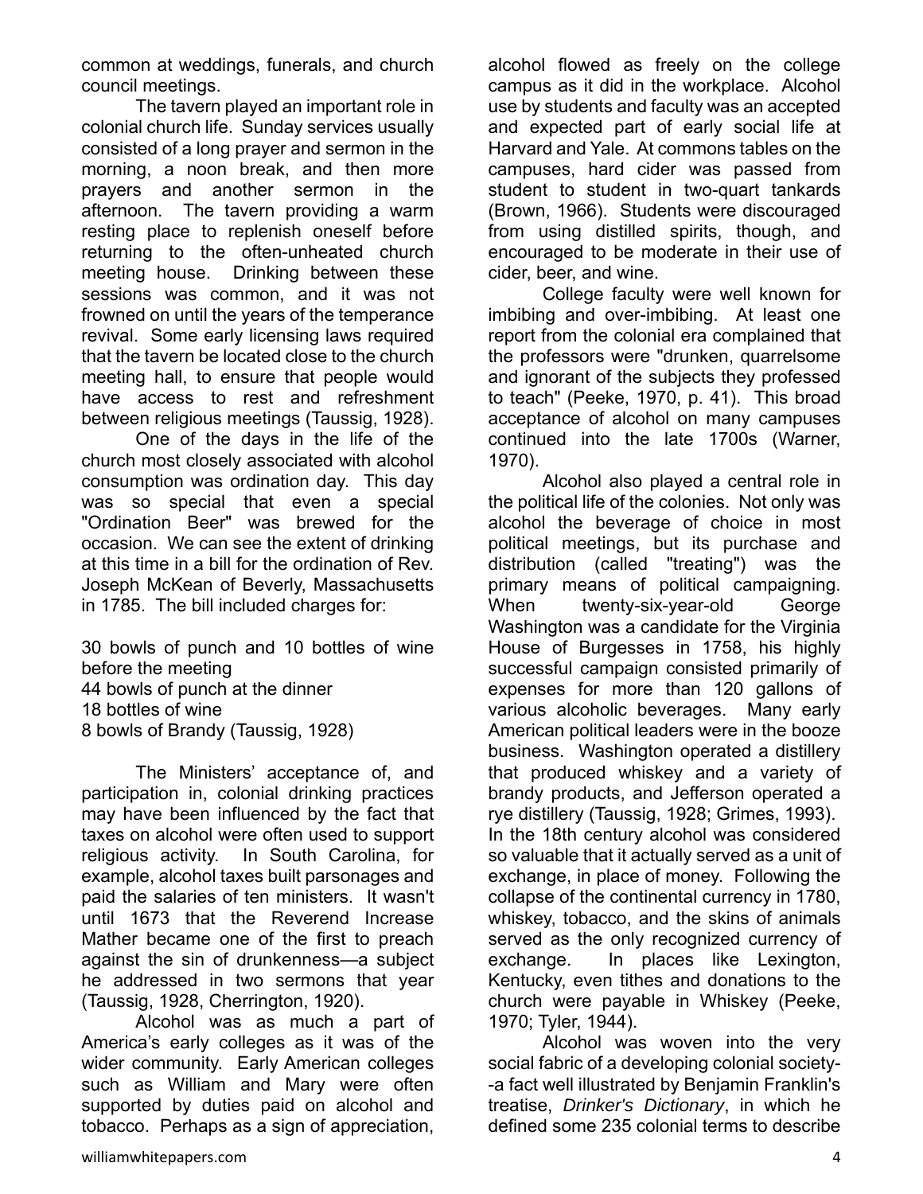common at weddings, funerals, and church council meetings.

The tavern played an important role in colonial church life. Sunday services usually consisted of a long prayer and sermon in the morning, a noon break, and then more prayers and another sermon in the afternoon. The tavern providing a warm resting place to replenish oneself before returning to the often-unheated church meeting house. Drinking between these sessions was common, and it was not frowned on until the years of the temperance revival. Some early licensing laws required that the tavern be located close to the church meeting hall, to ensure that people would have access to rest and refreshment between religious meetings (Taussig, 1928).

One of the days in the life of the church most closely associated with alcohol consumption was ordination day. This day was so special that even a special "Ordination Beer" was brewed for the occasion. We can see the extent of drinking at this time in a bill for the ordination of Rev. Joseph McKean of Beverly, Massachusetts in 1785. The bill included charges for:

30 bowls of punch and 10 bottles of wine before the meeting
44 bowls of punch at the dinner
18 bottles of wine
8 bowls of Brandy (Taussig, 1928)

The Ministers' acceptance of, and participation in, colonial drinking practices may have been influenced by the fact that taxes on alcohol were often used to support religious activity. In South Carolina, for example, alcohol taxes built parsonages and paid the salaries of ten ministers. It wasn't until 1673 that the Reverend Increase Mather became one of the first to preach against the sin of drunkenness—a subject he addressed in two sermons that year (Taussig, 1928, Cherrington, 1920).

Alcohol was as much a part of America's early colleges as it was of the wider community. Early American colleges such as William and Mary were often supported by duties paid on alcohol and tobacco. Perhaps as a sign of appreciation, alcohol flowed as freely on the college campus as it did in the workplace. Alcohol use by students and faculty was an accepted and expected part of early social life at Harvard and Yale. At commons tables on the campuses, hard cider was passed from student to student in two-quart tankards (Brown, 1966). Students were discouraged from using distilled spirits, though, and encouraged to be moderate in their use of cider, beer, and wine.

College faculty were well known for imbibing and over-imbibing. At least one report from the colonial era complained that the professors were "drunken, quarrelsome and ignorant of the subjects they professed to teach" (Peeke, 1970, p. 41). This broad acceptance of alcohol on many campuses continued into the late 1700s (Warner, 1970).

Alcohol also played a central role in the political life of the colonies. Not only was alcohol the beverage of choice in most political meetings, but its purchase and distribution (called "treating") was the primary means of political campaigning. When twenty-six-year-old George Washington was a candidate for the Virginia House of Burgesses in 1758, his highly successful campaign consisted primarily of expenses for more than 120 gallons of various alcoholic beverages. Many early American political leaders were in the booze business. Washington operated a distillery that produced whiskey and a variety of brandy products, and Jefferson operated a rye distillery (Taussig, 1928; Grimes, 1993). In the 18th century alcohol was considered so valuable that it actually served as a unit of exchange, in place of money. Following the collapse of the continental currency in 1780, whiskey, tobacco, and the skins of animals served as the only recognized currency of exchange. In places like Lexington, Kentucky, even tithes and donations to the church were payable in Whiskey (Peeke, 1970; Tyler, 1944).

Alcohol was woven into the very social fabric of a developing colonial society--a fact well illustrated by Benjamin Franklin's treatise, *Drinker's Dictionary*, in which he defined some 235 colonial terms to describe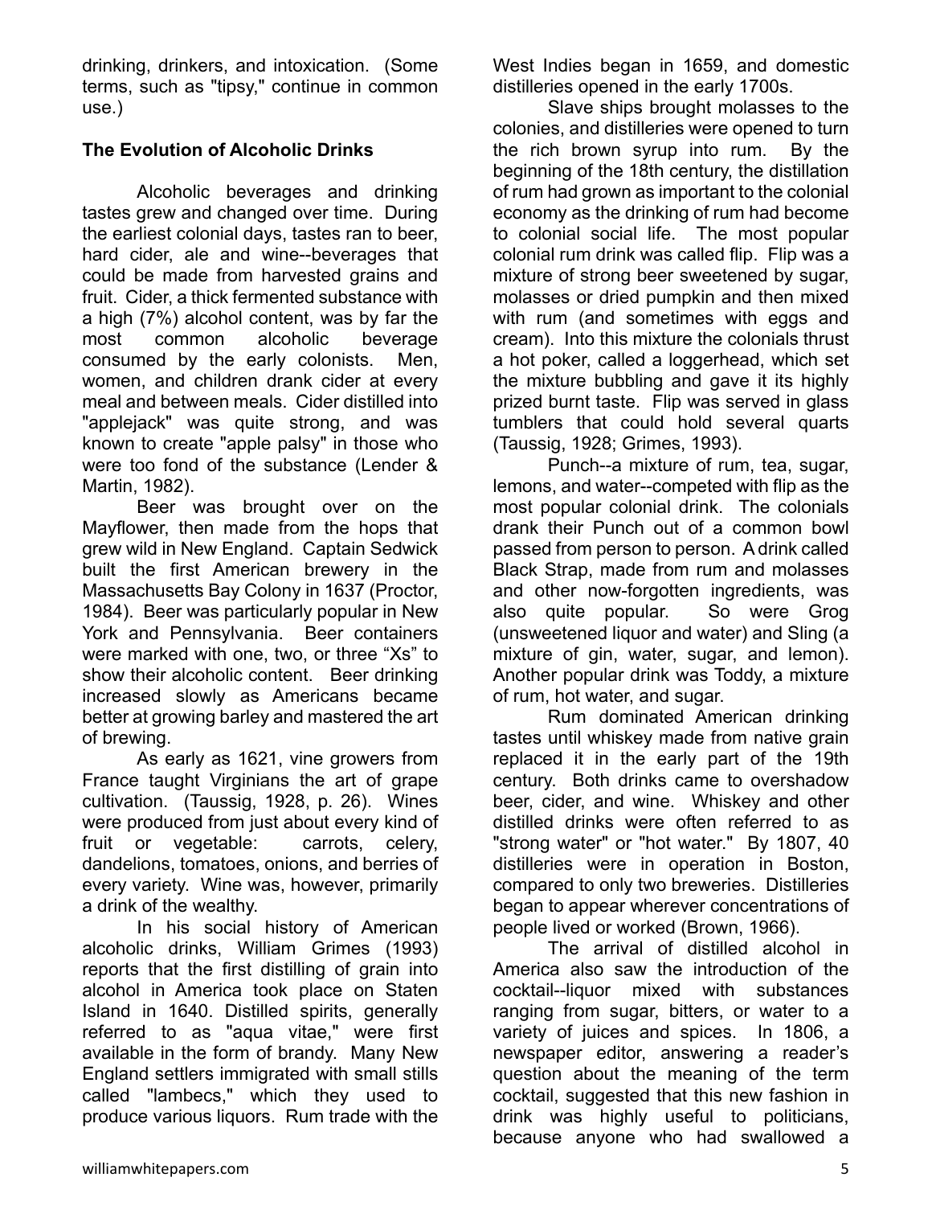drinking, drinkers, and intoxication. (Some terms, such as "tipsy," continue in common use.)

**The Evolution of Alcoholic Drinks**

Alcoholic beverages and drinking tastes grew and changed over time. During the earliest colonial days, tastes ran to beer, hard cider, ale and wine--beverages that could be made from harvested grains and fruit. Cider, a thick fermented substance with a high (7%) alcohol content, was by far the most common alcoholic beverage consumed by the early colonists. Men, women, and children drank cider at every meal and between meals. Cider distilled into "applejack" was quite strong, and was known to create "apple palsy" in those who were too fond of the substance (Lender & Martin, 1982).

Beer was brought over on the Mayflower, then made from the hops that grew wild in New England. Captain Sedwick built the first American brewery in the Massachusetts Bay Colony in 1637 (Proctor, 1984). Beer was particularly popular in New York and Pennsylvania. Beer containers were marked with one, two, or three “Xs” to show their alcoholic content. Beer drinking increased slowly as Americans became better at growing barley and mastered the art of brewing.

As early as 1621, vine growers from France taught Virginians the art of grape cultivation. (Taussig, 1928, p. 26). Wines were produced from just about every kind of fruit or vegetable: carrots, celery, dandelions, tomatoes, onions, and berries of every variety. Wine was, however, primarily a drink of the wealthy.

In his social history of American alcoholic drinks, William Grimes (1993) reports that the first distilling of grain into alcohol in America took place on Staten Island in 1640. Distilled spirits, generally referred to as "aqua vitae," were first available in the form of brandy. Many New England settlers immigrated with small stills called "lambecs," which they used to produce various liquors. Rum trade with the West Indies began in 1659, and domestic distilleries opened in the early 1700s.

Slave ships brought molasses to the colonies, and distilleries were opened to turn the rich brown syrup into rum. By the beginning of the 18th century, the distillation of rum had grown as important to the colonial economy as the drinking of rum had become to colonial social life. The most popular colonial rum drink was called flip. Flip was a mixture of strong beer sweetened by sugar, molasses or dried pumpkin and then mixed with rum (and sometimes with eggs and cream). Into this mixture the colonials thrust a hot poker, called a loggerhead, which set the mixture bubbling and gave it its highly prized burnt taste. Flip was served in glass tumblers that could hold several quarts (Taussig, 1928; Grimes, 1993).

Punch--a mixture of rum, tea, sugar, lemons, and water--competed with flip as the most popular colonial drink. The colonials drank their Punch out of a common bowl passed from person to person. A drink called Black Strap, made from rum and molasses and other now-forgotten ingredients, was also quite popular. So were Grog (unsweetened liquor and water) and Sling (a mixture of gin, water, sugar, and lemon). Another popular drink was Toddy, a mixture of rum, hot water, and sugar.

Rum dominated American drinking tastes until whiskey made from native grain replaced it in the early part of the 19th century. Both drinks came to overshadow beer, cider, and wine. Whiskey and other distilled drinks were often referred to as "strong water" or "hot water." By 1807, 40 distilleries were in operation in Boston, compared to only two breweries. Distilleries began to appear wherever concentrations of people lived or worked (Brown, 1966).

The arrival of distilled alcohol in America also saw the introduction of the cocktail--liquor mixed with substances ranging from sugar, bitters, or water to a variety of juices and spices. In 1806, a newspaper editor, answering a reader’s question about the meaning of the term cocktail, suggested that this new fashion in drink was highly useful to politicians, because anyone who had swallowed a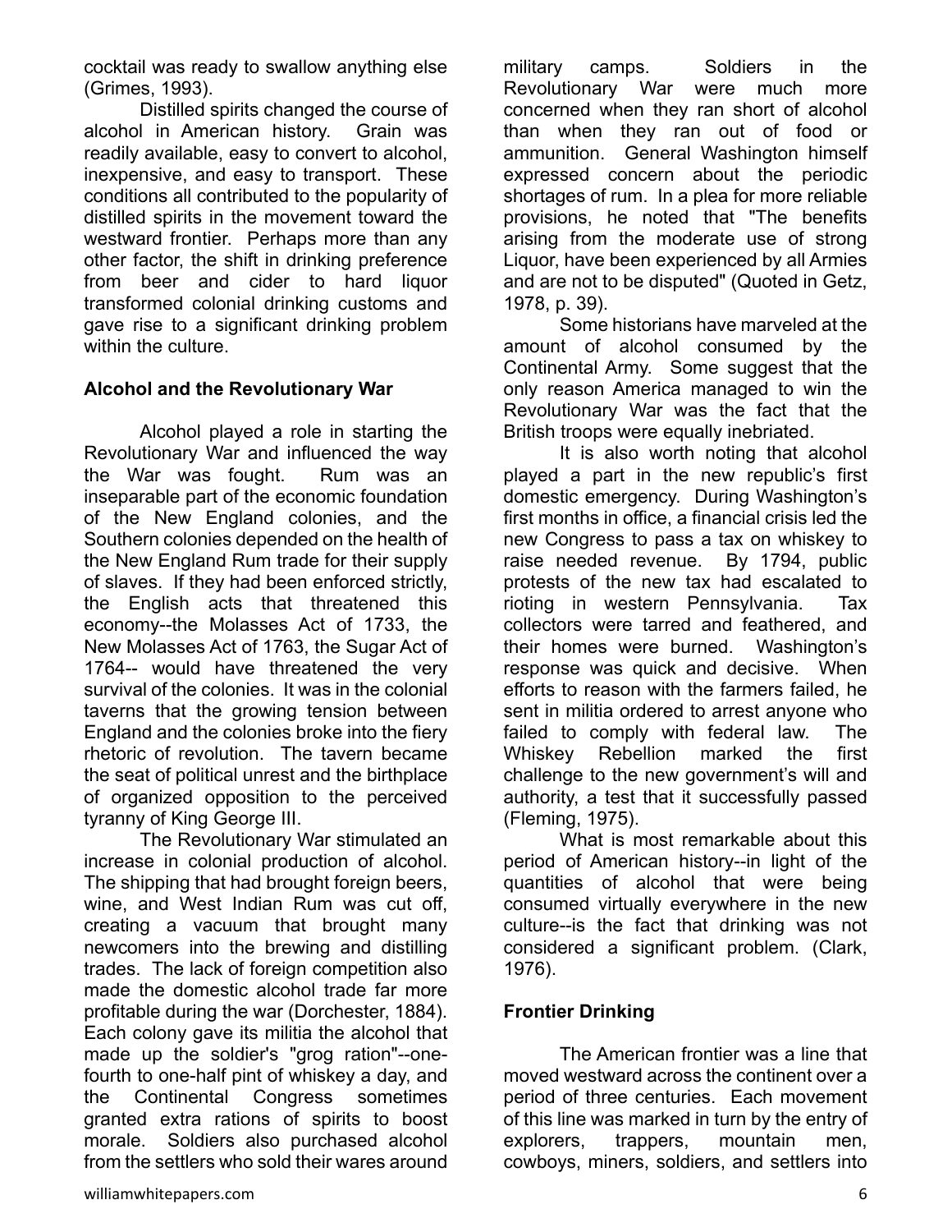cocktail was ready to swallow anything else (Grimes, 1993).

Distilled spirits changed the course of alcohol in American history. Grain was readily available, easy to convert to alcohol, inexpensive, and easy to transport. These conditions all contributed to the popularity of distilled spirits in the movement toward the westward frontier. Perhaps more than any other factor, the shift in drinking preference from beer and cider to hard liquor transformed colonial drinking customs and gave rise to a significant drinking problem within the culture.

**Alcohol and the Revolutionary War**

Alcohol played a role in starting the Revolutionary War and influenced the way the War was fought. Rum was an inseparable part of the economic foundation of the New England colonies, and the Southern colonies depended on the health of the New England Rum trade for their supply of slaves. If they had been enforced strictly, the English acts that threatened this economy--the Molasses Act of 1733, the New Molasses Act of 1763, the Sugar Act of 1764-- would have threatened the very survival of the colonies. It was in the colonial taverns that the growing tension between England and the colonies broke into the fiery rhetoric of revolution. The tavern became the seat of political unrest and the birthplace of organized opposition to the perceived tyranny of King George III.

The Revolutionary War stimulated an increase in colonial production of alcohol. The shipping that had brought foreign beers, wine, and West Indian Rum was cut off, creating a vacuum that brought many newcomers into the brewing and distilling trades. The lack of foreign competition also made the domestic alcohol trade far more profitable during the war (Dorchester, 1884). Each colony gave its militia the alcohol that made up the soldier's "grog ration"--one-fourth to one-half pint of whiskey a day, and the Continental Congress sometimes granted extra rations of spirits to boost morale. Soldiers also purchased alcohol from the settlers who sold their wares around military camps. Soldiers in the Revolutionary War were much more concerned when they ran short of alcohol than when they ran out of food or ammunition. General Washington himself expressed concern about the periodic shortages of rum. In a plea for more reliable provisions, he noted that "The benefits arising from the moderate use of strong Liquor, have been experienced by all Armies and are not to be disputed" (Quoted in Getz, 1978, p. 39).

Some historians have marveled at the amount of alcohol consumed by the Continental Army. Some suggest that the only reason America managed to win the Revolutionary War was the fact that the British troops were equally inebriated.

It is also worth noting that alcohol played a part in the new republic's first domestic emergency. During Washington's first months in office, a financial crisis led the new Congress to pass a tax on whiskey to raise needed revenue. By 1794, public protests of the new tax had escalated to rioting in western Pennsylvania. Tax collectors were tarred and feathered, and their homes were burned. Washington's response was quick and decisive. When efforts to reason with the farmers failed, he sent in militia ordered to arrest anyone who failed to comply with federal law. The Whiskey Rebellion marked the first challenge to the new government's will and authority, a test that it successfully passed (Fleming, 1975).

What is most remarkable about this period of American history--in light of the quantities of alcohol that were being consumed virtually everywhere in the new culture--is the fact that drinking was not considered a significant problem. (Clark, 1976).

**Frontier Drinking**

The American frontier was a line that moved westward across the continent over a period of three centuries. Each movement of this line was marked in turn by the entry of explorers, trappers, mountain men, cowboys, miners, soldiers, and settlers into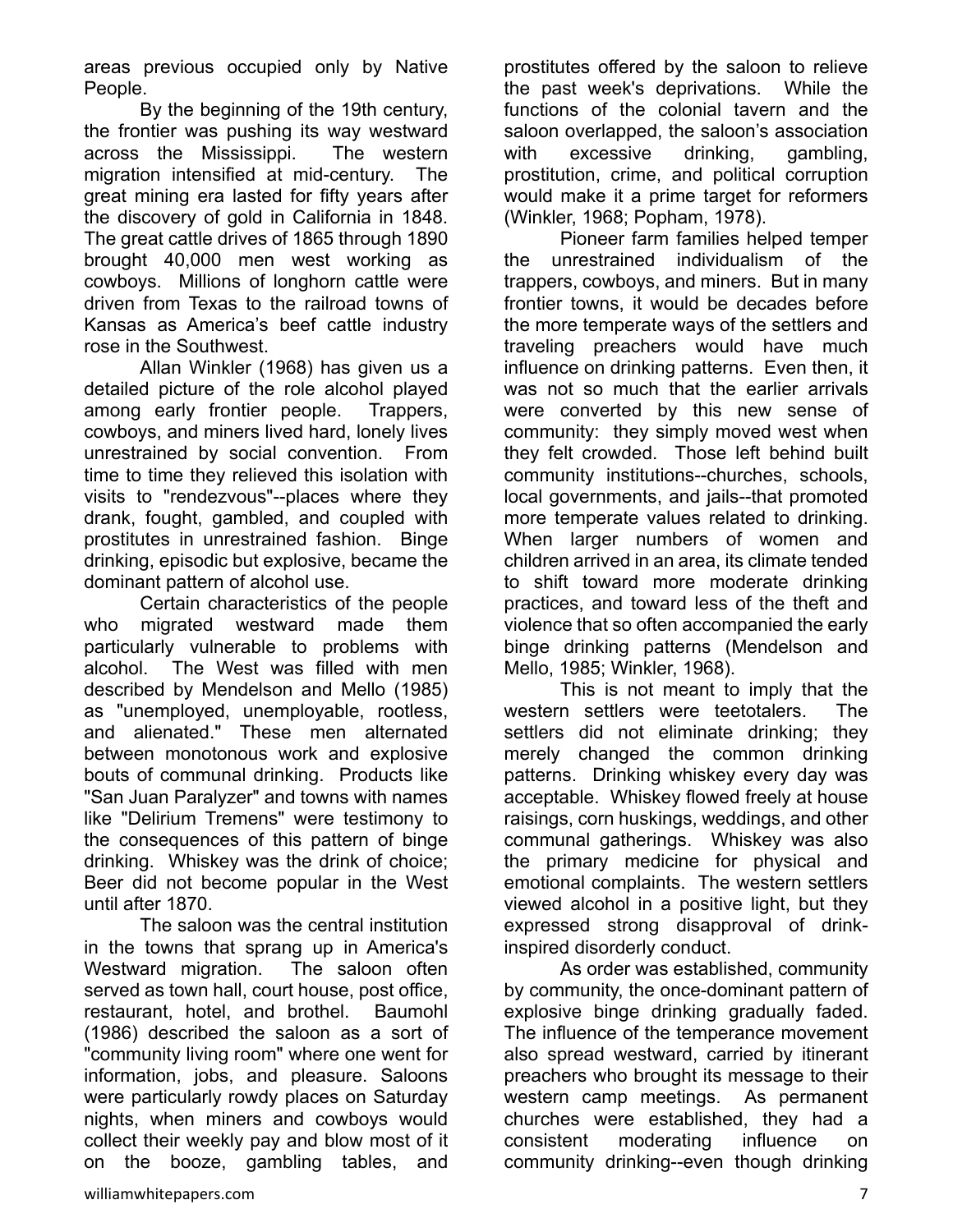areas previous occupied only by Native People.

By the beginning of the 19th century, the frontier was pushing its way westward across the Mississippi. The western migration intensified at mid-century. The great mining era lasted for fifty years after the discovery of gold in California in 1848. The great cattle drives of 1865 through 1890 brought 40,000 men west working as cowboys. Millions of longhorn cattle were driven from Texas to the railroad towns of Kansas as America's beef cattle industry rose in the Southwest.

Allan Winkler (1968) has given us a detailed picture of the role alcohol played among early frontier people. Trappers, cowboys, and miners lived hard, lonely lives unrestrained by social convention. From time to time they relieved this isolation with visits to "rendezvous"--places where they drank, fought, gambled, and coupled with prostitutes in unrestrained fashion. Binge drinking, episodic but explosive, became the dominant pattern of alcohol use.

Certain characteristics of the people who migrated westward made them particularly vulnerable to problems with alcohol. The West was filled with men described by Mendelson and Mello (1985) as "unemployed, unemployable, rootless, and alienated." These men alternated between monotonous work and explosive bouts of communal drinking. Products like "San Juan Paralyzer" and towns with names like "Delirium Tremens" were testimony to the consequences of this pattern of binge drinking. Whiskey was the drink of choice; Beer did not become popular in the West until after 1870.

The saloon was the central institution in the towns that sprang up in America's Westward migration. The saloon often served as town hall, court house, post office, restaurant, hotel, and brothel. Baumohl (1986) described the saloon as a sort of "community living room" where one went for information, jobs, and pleasure. Saloons were particularly rowdy places on Saturday nights, when miners and cowboys would collect their weekly pay and blow most of it on the booze, gambling tables, and prostitutes offered by the saloon to relieve the past week's deprivations. While the functions of the colonial tavern and the saloon overlapped, the saloon's association with excessive drinking, gambling, prostitution, crime, and political corruption would make it a prime target for reformers (Winkler, 1968; Popham, 1978).

Pioneer farm families helped temper the unrestrained individualism of the trappers, cowboys, and miners. But in many frontier towns, it would be decades before the more temperate ways of the settlers and traveling preachers would have much influence on drinking patterns. Even then, it was not so much that the earlier arrivals were converted by this new sense of community: they simply moved west when they felt crowded. Those left behind built community institutions--churches, schools, local governments, and jails--that promoted more temperate values related to drinking. When larger numbers of women and children arrived in an area, its climate tended to shift toward more moderate drinking practices, and toward less of the theft and violence that so often accompanied the early binge drinking patterns (Mendelson and Mello, 1985; Winkler, 1968).

This is not meant to imply that the western settlers were teetotalers. The settlers did not eliminate drinking; they merely changed the common drinking patterns. Drinking whiskey every day was acceptable. Whiskey flowed freely at house raisings, corn huskings, weddings, and other communal gatherings. Whiskey was also the primary medicine for physical and emotional complaints. The western settlers viewed alcohol in a positive light, but they expressed strong disapproval of drink-inspired disorderly conduct.

As order was established, community by community, the once-dominant pattern of explosive binge drinking gradually faded. The influence of the temperance movement also spread westward, carried by itinerant preachers who brought its message to their western camp meetings. As permanent churches were established, they had a consistent moderating influence on community drinking--even though drinking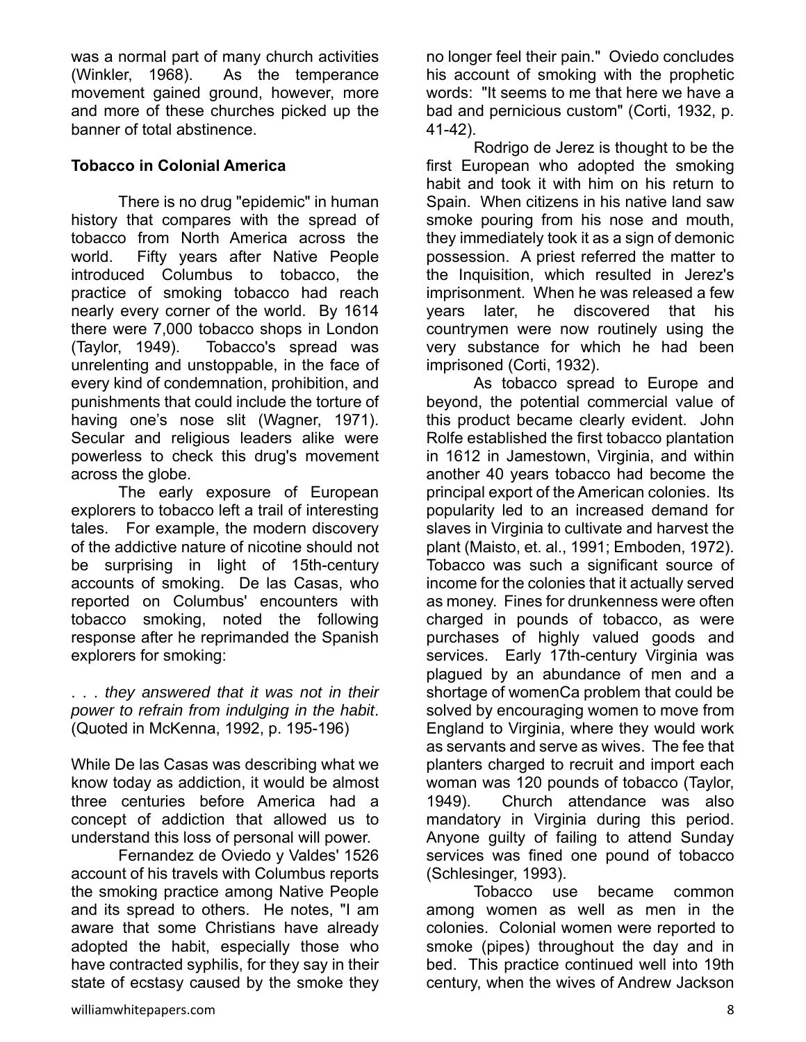was a normal part of many church activities (Winkler, 1968). As the temperance movement gained ground, however, more and more of these churches picked up the banner of total abstinence.

**Tobacco in Colonial America**

There is no drug "epidemic" in human history that compares with the spread of tobacco from North America across the world. Fifty years after Native People introduced Columbus to tobacco, the practice of smoking tobacco had reach nearly every corner of the world. By 1614 there were 7,000 tobacco shops in London (Taylor, 1949). Tobacco's spread was unrelenting and unstoppable, in the face of every kind of condemnation, prohibition, and punishments that could include the torture of having one's nose slit (Wagner, 1971). Secular and religious leaders alike were powerless to check this drug's movement across the globe.

The early exposure of European explorers to tobacco left a trail of interesting tales. For example, the modern discovery of the addictive nature of nicotine should not be surprising in light of 15th-century accounts of smoking. De las Casas, who reported on Columbus' encounters with tobacco smoking, noted the following response after he reprimanded the Spanish explorers for smoking:

. . . *they answered that it was not in their power to refrain from indulging in the habit*. (Quoted in McKenna, 1992, p. 195-196)

While De las Casas was describing what we know today as addiction, it would be almost three centuries before America had a concept of addiction that allowed us to understand this loss of personal will power.

Fernandez de Oviedo y Valdes' 1526 account of his travels with Columbus reports the smoking practice among Native People and its spread to others. He notes, "I am aware that some Christians have already adopted the habit, especially those who have contracted syphilis, for they say in their state of ecstasy caused by the smoke they no longer feel their pain." Oviedo concludes his account of smoking with the prophetic words: "It seems to me that here we have a bad and pernicious custom" (Corti, 1932, p. 41-42).

Rodrigo de Jerez is thought to be the first European who adopted the smoking habit and took it with him on his return to Spain. When citizens in his native land saw smoke pouring from his nose and mouth, they immediately took it as a sign of demonic possession. A priest referred the matter to the Inquisition, which resulted in Jerez's imprisonment. When he was released a few years later, he discovered that his countrymen were now routinely using the very substance for which he had been imprisoned (Corti, 1932).

As tobacco spread to Europe and beyond, the potential commercial value of this product became clearly evident. John Rolfe established the first tobacco plantation in 1612 in Jamestown, Virginia, and within another 40 years tobacco had become the principal export of the American colonies. Its popularity led to an increased demand for slaves in Virginia to cultivate and harvest the plant (Maisto, et. al., 1991; Emboden, 1972). Tobacco was such a significant source of income for the colonies that it actually served as money. Fines for drunkenness were often charged in pounds of tobacco, as were purchases of highly valued goods and services. Early 17th-century Virginia was plagued by an abundance of men and a shortage of womenCa problem that could be solved by encouraging women to move from England to Virginia, where they would work as servants and serve as wives. The fee that planters charged to recruit and import each woman was 120 pounds of tobacco (Taylor, 1949). Church attendance was also mandatory in Virginia during this period. Anyone guilty of failing to attend Sunday services was fined one pound of tobacco (Schlesinger, 1993).

Tobacco use became common among women as well as men in the colonies. Colonial women were reported to smoke (pipes) throughout the day and in bed. This practice continued well into 19th century, when the wives of Andrew Jackson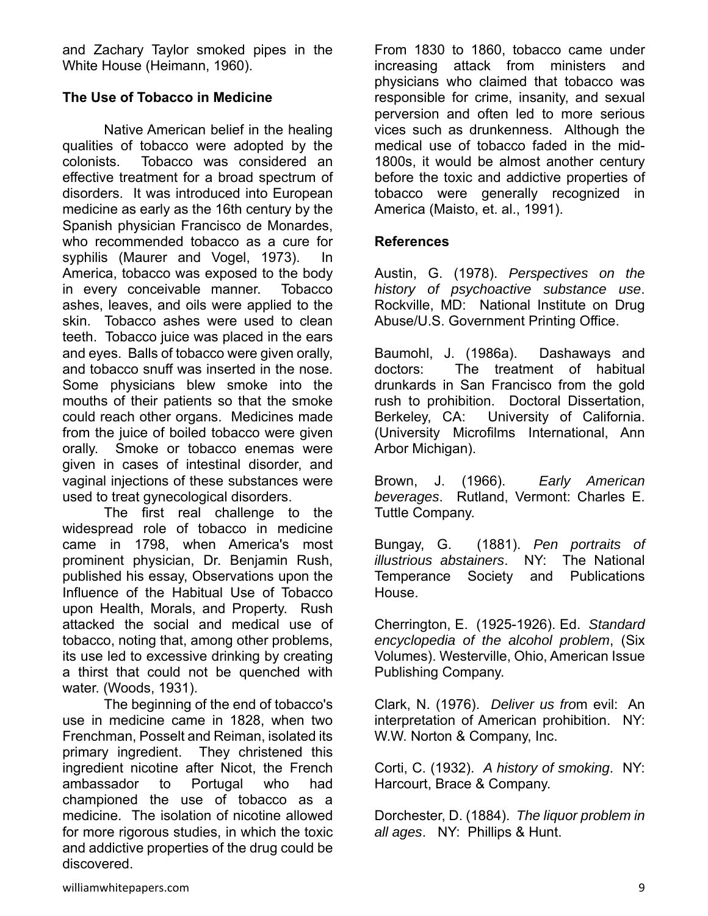and Zachary Taylor smoked pipes in the White House (Heimann, 1960).

**The Use of Tobacco in Medicine**

Native American belief in the healing qualities of tobacco were adopted by the colonists. Tobacco was considered an effective treatment for a broad spectrum of disorders. It was introduced into European medicine as early as the 16th century by the Spanish physician Francisco de Monardes, who recommended tobacco as a cure for syphilis (Maurer and Vogel, 1973). In America, tobacco was exposed to the body in every conceivable manner. Tobacco ashes, leaves, and oils were applied to the skin. Tobacco ashes were used to clean teeth. Tobacco juice was placed in the ears and eyes. Balls of tobacco were given orally, and tobacco snuff was inserted in the nose. Some physicians blew smoke into the mouths of their patients so that the smoke could reach other organs. Medicines made from the juice of boiled tobacco were given orally. Smoke or tobacco enemas were given in cases of intestinal disorder, and vaginal injections of these substances were used to treat gynecological disorders.

The first real challenge to the widespread role of tobacco in medicine came in 1798, when America's most prominent physician, Dr. Benjamin Rush, published his essay, Observations upon the Influence of the Habitual Use of Tobacco upon Health, Morals, and Property. Rush attacked the social and medical use of tobacco, noting that, among other problems, its use led to excessive drinking by creating a thirst that could not be quenched with water. (Woods, 1931).

The beginning of the end of tobacco's use in medicine came in 1828, when two Frenchman, Posselt and Reiman, isolated its primary ingredient. They christened this ingredient nicotine after Nicot, the French ambassador to Portugal who had championed the use of tobacco as a medicine. The isolation of nicotine allowed for more rigorous studies, in which the toxic and addictive properties of the drug could be discovered.

From 1830 to 1860, tobacco came under increasing attack from ministers and physicians who claimed that tobacco was responsible for crime, insanity, and sexual perversion and often led to more serious vices such as drunkenness. Although the medical use of tobacco faded in the mid-1800s, it would be almost another century before the toxic and addictive properties of tobacco were generally recognized in America (Maisto, et. al., 1991).

**References**

Austin, G. (1978). *Perspectives on the history of psychoactive substance use*. Rockville, MD: National Institute on Drug Abuse/U.S. Government Printing Office.

Baumohl, J. (1986a). Dashaways and doctors: The treatment of habitual drunkards in San Francisco from the gold rush to prohibition. Doctoral Dissertation, Berkeley, CA: University of California. (University Microfilms International, Ann Arbor Michigan).

Brown, J. (1966). *Early American beverages*. Rutland, Vermont: Charles E. Tuttle Company.

Bungay, G. (1881). *Pen portraits of illustrious abstainers*. NY: The National Temperance Society and Publications House.

Cherrington, E. (1925-1926). Ed. *Standard encyclopedia of the alcohol problem*, (Six Volumes). Westerville, Ohio, American Issue Publishing Company.

Clark, N. (1976). *Deliver us from evil*: An interpretation of American prohibition. NY: W.W. Norton & Company, Inc.

Corti, C. (1932). *A history of smoking*. NY: Harcourt, Brace & Company.

Dorchester, D. (1884). *The liquor problem in all ages*. NY: Phillips & Hunt.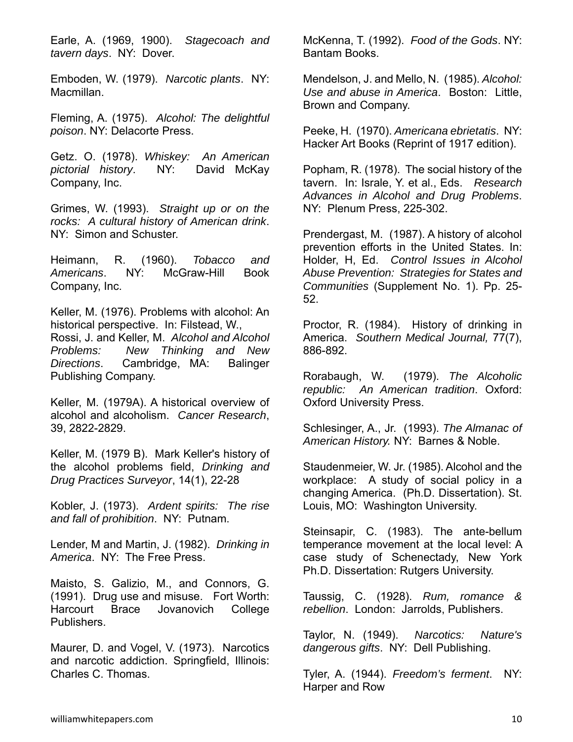Earle, A. (1969, 1900). *Stagecoach and tavern days*. NY: Dover.

Emboden, W. (1979). *Narcotic plants*. NY: Macmillan.

Fleming, A. (1975). *Alcohol: The delightful poison*. NY: Delacorte Press.

Getz. O. (1978). *Whiskey: An American pictorial history*. NY: David McKay Company, Inc.

Grimes, W. (1993). *Straight up or on the rocks: A cultural history of American drink*. NY: Simon and Schuster.

Heimann, R. (1960). *Tobacco and Americans*. NY: McGraw-Hill Book Company, Inc.

Keller, M. (1976). Problems with alcohol: An historical perspective. In: Filstead, W., Rossi, J. and Keller, M. *Alcohol and Alcohol Problems: New Thinking and New Directions*. Cambridge, MA: Balinger Publishing Company.

Keller, M. (1979A). A historical overview of alcohol and alcoholism. *Cancer Research*, 39, 2822-2829.

Keller, M. (1979 B). Mark Keller's history of the alcohol problems field, *Drinking and Drug Practices Surveyor*, 14(1), 22-28

Kobler, J. (1973). *Ardent spirits: The rise and fall of prohibition*. NY: Putnam.

Lender, M and Martin, J. (1982). *Drinking in America*. NY: The Free Press.

Maisto, S. Galizio, M., and Connors, G. (1991). Drug use and misuse. Fort Worth: Harcourt Brace Jovanovich College Publishers.

Maurer, D. and Vogel, V. (1973). Narcotics and narcotic addiction. Springfield, Illinois: Charles C. Thomas.

McKenna, T. (1992). *Food of the Gods*. NY: Bantam Books.

Mendelson, J. and Mello, N. (1985). *Alcohol: Use and abuse in America*. Boston: Little, Brown and Company.

Peeke, H. (1970). *Americana ebrietatis*. NY: Hacker Art Books (Reprint of 1917 edition).

Popham, R. (1978). The social history of the tavern. In: Israle, Y. et al., Eds. *Research Advances in Alcohol and Drug Problems*. NY: Plenum Press, 225-302.

Prendergast, M. (1987). A history of alcohol prevention efforts in the United States. In: Holder, H, Ed. *Control Issues in Alcohol Abuse Prevention: Strategies for States and Communities* (Supplement No. 1). Pp. 25-52.

Proctor, R. (1984). History of drinking in America. *Southern Medical Journal,* 77(7), 886-892.

Rorabaugh, W. (1979). *The Alcoholic republic: An American tradition*. Oxford: Oxford University Press.

Schlesinger, A., Jr. (1993). *The Almanac of American History.* NY: Barnes & Noble.

Staudenmeier, W. Jr. (1985). Alcohol and the workplace: A study of social policy in a changing America. (Ph.D. Dissertation). St. Louis, MO: Washington University.

Steinsapir, C. (1983). The ante-bellum temperance movement at the local level: A case study of Schenectady, New York Ph.D. Dissertation: Rutgers University.

Taussig, C. (1928). *Rum, romance & rebellion*. London: Jarrolds, Publishers.

Taylor, N. (1949). *Narcotics: Nature's dangerous gifts*. NY: Dell Publishing.

Tyler, A. (1944). *Freedom's ferment*. NY: Harper and Row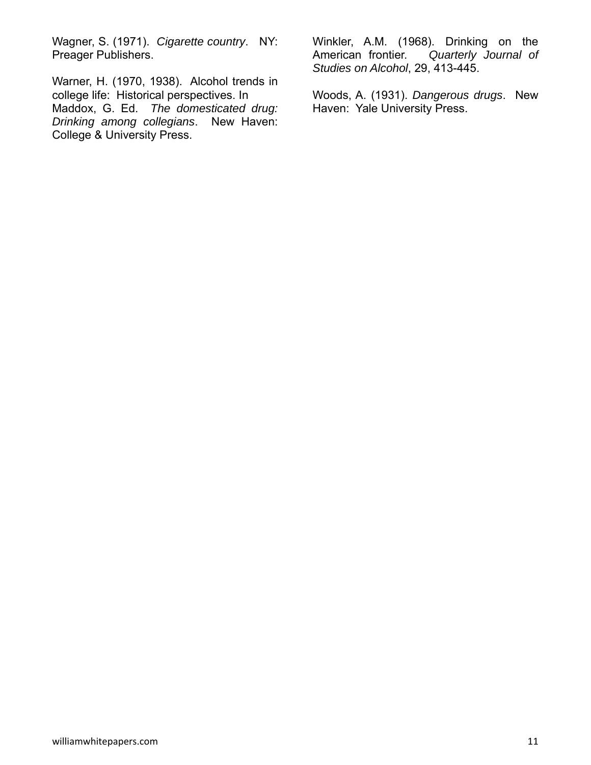Wagner, S. (1971). *Cigarette country*. NY: Preager Publishers.

Warner, H. (1970, 1938). Alcohol trends in college life: Historical perspectives. In Maddox, G. Ed. *The domesticated drug: Drinking among collegians*. New Haven: College & University Press.

Winkler, A.M. (1968). Drinking on the American frontier. *Quarterly Journal of Studies on Alcohol*, 29, 413-445.

Woods, A. (1931). *Dangerous drugs*. New Haven: Yale University Press.